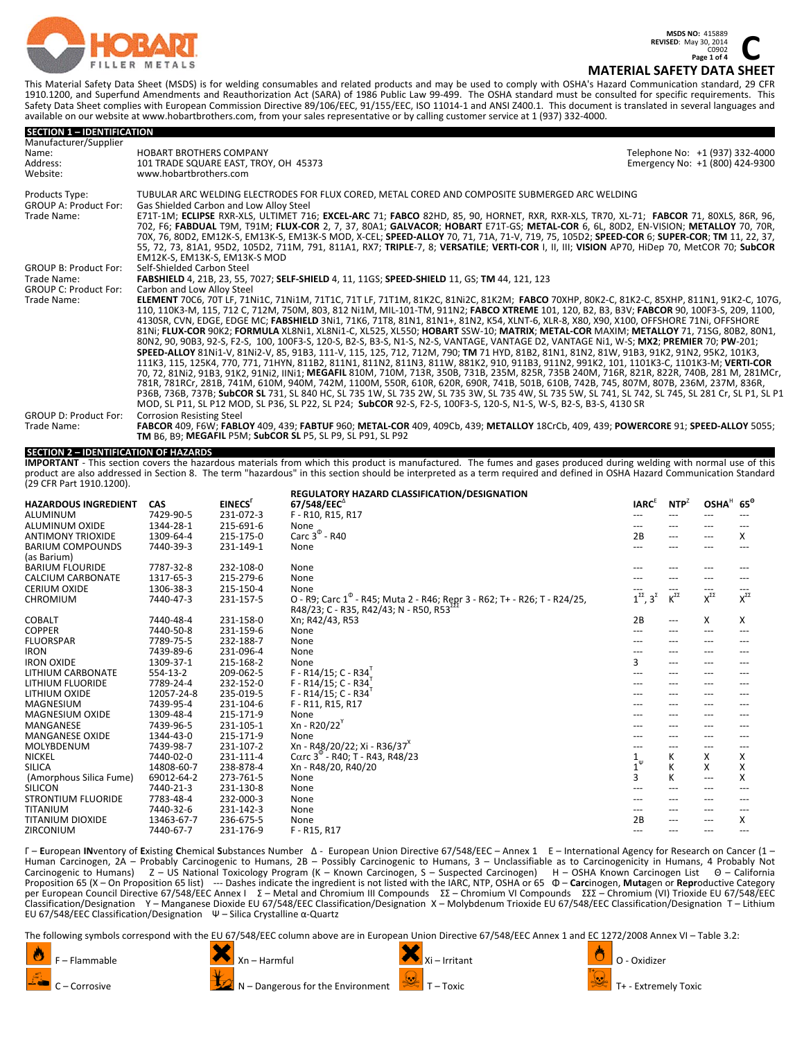**MSDS NO:** 415889
**REVISED:** May 30, 2014
C0902

**C**

# MATERIAL SAFETY DATA SHEET

This Material Safety Data Sheet (MSDS) is for welding consumables and related products and may be used to comply with OSHA's Hazard Communication standard, 29 CFR 1910.1200, and Superfund Amendments and Reauthorization Act (SARA) of 1986 Public Law 99-499. The OSHA standard must be consulted for specific requirements. This Safety Data Sheet complies with European Commission Directive 89/106/EEC, 91/155/EEC, ISO 11014-1 and ANSI Z400.1. This document is translated in several languages and available on our website at www.hobartbrothers.com, from your sales representative or by calling customer service at 1 (937) 332-4000.

## SECTION 1 – IDENTIFICATION

Manufacturer/Supplier
Name: HOBART BROTHERS COMPANY
Address: 101 TRADE SQUARE EAST, TROY, OH 45373
Website: www.hobartbrothers.com

Telephone No: +1 (937) 332-4000
Emergency No: +1 (800) 424-9300

Products Type: TUBULAR ARC WELDING ELECTRODES FOR FLUX CORED, METAL CORED AND COMPOSITE SUBMERGED ARC WELDING

GROUP A: Product For: Gas Shielded Carbon and Low Alloy Steel
Trade Name: E71T-1M; **ECLIPSE** RXR-XLS, ULTIMET 716; **EXCEL-ARC** 71; **FABCO** 82HD, 85, 90, HORNET, RXR, RXR-XLS, TR70, XL-71; **FABCOR** 71, 80XLS, 86R, 96, 702, F6; **FABDUAL** T9M, T91M; **FLUX-COR** 2, 7, 37, 80A1; **GALVACOR**; **HOBART** E71T-GS; **METAL-COR** 6, 6L, 80D2, EN-VISION; **METALLOY** 70, 70R, 70X, 76, 80D2, EM12K-S, EM13K-S, EM13K-S MOD, X-CEL; **SPEED-ALLOY** 70, 71, 71A, 71-V, 719, 75, 105D2; **SPEED-COR** 6; **SUPER-COR**; **TM** 11, 22, 37, 55, 72, 73, 81A1, 95D2, 105D2, 711M, 791, 811A1, RX7; **TRIPLE**-7, 8; **VERSATILE**; **VERTI-COR** I, II, III; **VISION** AP70, HiDep 70, MetCOR 70; **SubCOR** EM12K-S, EM13K-S, EM13K-S MOD

GROUP B: Product For: Self-Shielded Carbon Steel
Trade Name: **FABSHIELD** 4, 21B, 23, 55, 7027; **SELF-SHIELD** 4, 11, 11GS; **SPEED-SHIELD** 11, GS; **TM** 44, 121, 123

GROUP C: Product For: Carbon and Low Alloy Steel
Trade Name: **ELEMENT** 70C6, 70T LF, 71Ni1C, 71Ni1M, 71T1C, 71T LF, 71T1M, 81K2C, 81Ni2C, 81K2M; **FABCO** 70XHP, 80K2-C, 81K2-C, 85XHP, 811N1, 91K2-C, 107G, 110, 110K3-M, 115, 712 C, 712M, 750M, 803, 812 Ni1M, MIL-101-TM, 911N2; **FABCO XTREME** 101, 120, B2, B3, B3V; **FABCOR** 90, 100F3-S, 209, 1100, 4130SR, CVN, EDGE, EDGE MC; **FABSHIELD** 3Ni1, 71K6, 71T8, 81N1, 81N1+, 81N2, K54, XLNT-6, XLR-8, X80, X90, X100, OFFSHORE 71Ni, OFFSHORE 81Ni; **FLUX-COR** 90K2; **FORMULA** XL8Ni1, XL8Ni1-C, XL525, XL550; **HOBART** SSW-10; **MATRIX**; **METAL-COR** MAXIM; **METALLOY** 71, 71SG, 80B2, 80N1, 80N2, 90, 90B3, 92-S, F2-S, 100, 100F3-S, 120-S, B2-S, B3-S, N1-S, N2-S, VANTAGE, VANTAGE D2, VANTAGE Ni1, W-S; **MX2**; **PREMIER** 70; **PW**-201; **SPEED-ALLOY** 81Ni1-V, 81Ni2-V, 85, 91B3, 111-V, 115, 125, 712, 712M, 790; **TM** 71 HYD, 81B2, 81N1, 81N2, 81W, 91B3, 91K2, 91N2, 95K2, 101K3, 111K3, 115, 125K4, 770, 771, 71HYN, 811B2, 811N1, 811N2, 811N3, 811W, 881K2, 910, 911B3, 911N2, 991K2, 101, 1101K3-C, 1101K3-M; **VERTI-COR** 70, 72, 81Ni2, 91B3, 91K2, 91Ni2, IINi1; **MEGAFIL** 810M, 710M, 713R, 350B, 731B, 235M, 825R, 735B 240M, 716R, 821R, 822R, 740B, 281 M, 281MCr, 781R, 781RCr, 281B, 741M, 610M, 940M, 742M, 1100M, 550R, 610R, 620R, 690R, 741B, 501B, 610B, 742B, 745, 807M, 807B, 236M, 237M, 836R, P36B, 736B, 737B; **SubCOR SL** 731, SL 840 HC, SL 735 1W, SL 735 2W, SL 735 3W, SL 735 4W, SL 735 5W, SL 741, SL 742, SL 745, SL 281 Cr, SL P1, SL P1 MOD, SL P11, SL P12 MOD, SL P36, SL P22, SL P24; **SubCOR** 92-S, F2-S, 100F3-S, 120-S, N1-S, W-S, B2-S, B3-S, 4130 SR

GROUP D: Product For: Corrosion Resisting Steel
Trade Name: **FABCOR** 409, F6W; **FABLOY** 409, 439; **FABTUF** 960; **METAL-COR** 409, 409Cb, 439; **METALLOY** 18CrCb, 409, 439; **POWERCORE** 91; **SPEED-ALLOY** 5055; **TM** B6, B9; **MEGAFIL** P5M; **SubCOR SL** P5, SL P9, SL P91, SL P92

## SECTION 2 – IDENTIFICATION OF HAZARDS

**IMPORTANT** - This section covers the hazardous materials from which this product is manufactured. The fumes and gases produced during welding with normal use of this product are also addressed in Section 8. The term "hazardous" in this section should be interpreted as a term required and defined in OSHA Hazard Communication Standard (29 CFR Part 1910.1200).

| HAZARDOUS INGREDIENT | CAS | EINECS[Γ] | REGULATORY HAZARD CLASSIFICATION/DESIGNATION 67/548/EEC[Δ] | IARC[E] | NTP[Z] | OSHA[H] | 65[Θ] |
|---|---|---|---|---|---|---|---|
| ALUMINUM | 7429-90-5 | 231-072-3 | F - R10, R15, R17 | --- | --- | --- | --- |
| ALUMINUM OXIDE | 1344-28-1 | 215-691-6 | None | --- | --- | --- | --- |
| ANTIMONY TRIOXIDE | 1309-64-4 | 215-175-0 | Carc 3[Φ] - R40 | 2B | --- | --- | X |
| BARIUM COMPOUNDS (as Barium) | 7440-39-3 | 231-149-1 | None | --- | --- | --- | --- |
| BARIUM FLOURIDE | 7787-32-8 | 232-108-0 | None | --- | --- | --- | --- |
| CALCIUM CARBONATE | 1317-65-3 | 215-279-6 | None | --- | --- | --- | --- |
| CERIUM OXIDE | 1306-38-3 | 215-150-4 | None | --- | --- | --- | --- |
| CHROMIUM | 7440-47-3 | 231-157-5 | O - R9; Carc 1[Φ] - R45; Muta 2 - R46; Repr 3 - R62; T+ - R26; T - R24/25, R48/23; C - R35, R42/43; N - R50, R53[ΣΣΣ] | 1[ΣΣ], 3[Σ] | K[ΣΣ] | X[ΣΣ] | X[ΣΣ] |
| COBALT | 7440-48-4 | 231-158-0 | Xn; R42/43, R53 | 2B | --- | X | X |
| COPPER | 7440-50-8 | 231-159-6 | None | --- | --- | --- | --- |
| FLUORSPAR | 7789-75-5 | 232-188-7 | None | --- | --- | --- | --- |
| IRON | 7439-89-6 | 231-096-4 | None | --- | --- | --- | --- |
| IRON OXIDE | 1309-37-1 | 215-168-2 | None | 3 | --- | --- | --- |
| LITHIUM CARBONATE | 554-13-2 | 209-062-5 | F - R14/15; C - R34[T] | --- | --- | --- | --- |
| LITHIUM FLUORIDE | 7789-24-4 | 232-152-0 | F - R14/15; C - R34[T] | --- | --- | --- | --- |
| LITHIUM OXIDE | 12057-24-8 | 235-019-5 | F - R14/15; C - R34[T] | --- | --- | --- | --- |
| MAGNESIUM | 7439-95-4 | 231-104-6 | F - R11, R15, R17 | --- | --- | --- | --- |
| MAGNESIUM OXIDE | 1309-48-4 | 215-171-9 | None | --- | --- | --- | --- |
| MANGANESE | 7439-96-5 | 231-105-1 | Xn - R20/22[Y] | --- | --- | --- | --- |
| MANGANESE OXIDE | 1344-43-0 | 215-171-9 | None | --- | --- | --- | --- |
| MOLYBDENUM | 7439-98-7 | 231-107-2 | Xn - R48/20/22; Xi - R36/37[X] | --- | --- | --- | --- |
| NICKEL | 7440-02-0 | 231-111-4 | Carc 3[Φ] - R40; T - R43, R48/23 | 1 | K | X | X |
| SILICA | 14808-60-7 | 238-878-4 | Xn - R48/20, R40/20 | 1[Ψ] | K | X | X |
| (Amorphous Silica Fume) | 69012-64-2 | 273-761-5 | None | 3 | K | --- | X |
| SILICON | 7440-21-3 | 231-130-8 | None | --- | --- | --- | --- |
| STRONTIUM FLUORIDE | 7783-48-4 | 232-000-3 | None | --- | --- | --- | --- |
| TITANIUM | 7440-32-6 | 231-142-3 | None | --- | --- | --- | --- |
| TITANIUM DIOXIDE | 13463-67-7 | 236-675-5 | None | 2B | --- | --- | X |
| ZIRCONIUM | 7440-67-7 | 231-176-9 | F - R15, R17 | --- | --- | --- | --- |

Γ – **E**uropean **IN**ventory of **E**xisting **C**hemical **S**ubstances Number Δ - European Union Directive 67/548/EEC – Annex 1 E – International Agency for Research on Cancer (1 – Human Carcinogen, 2A – Probably Carcinogenic to Humans, 2B – Possibly Carcinogenic to Humans, 3 – Unclassifiable as to Carcinogenicity in Humans, 4 Probably Not Carcinogenic to Humans) Z – US National Toxicology Program (K – Known Carcinogen, S – Suspected Carcinogen) H – OSHA Known Carcinogen List Θ – California Proposition 65 (X – On Proposition 65 list) --- Dashes indicate the ingredient is not listed with the IARC, NTP, OSHA or 65 Φ – **Carc**inogen, **Muta**gen or **Repr**oductive Category per European Council Directive 67/548/EEC Annex I Σ – Metal and Chromium III Compounds ΣΣ – Chromium VI Compounds ΣΣΣ – Chromium (VI) Trioxide EU 67/548/EEC Classification/Designation Y – Manganese Dioxide EU 67/548/EEC Classification/Designation X – Molybdenum Trioxide EU 67/548/EEC Classification/Designation T – Lithium EU 67/548/EEC Classification/Designation Ψ – Silica Crystalline α-Quartz

The following symbols correspond with the EU 67/548/EEC column above are in European Union Directive 67/548/EEC Annex 1 and EC 1272/2008 Annex VI – Table 3.2:

F – Flammable
Xn – Harmful
Xi – Irritant
O - Oxidizer
C – Corrosive
N – Dangerous for the Environment
T – Toxic
T+ - Extremely Toxic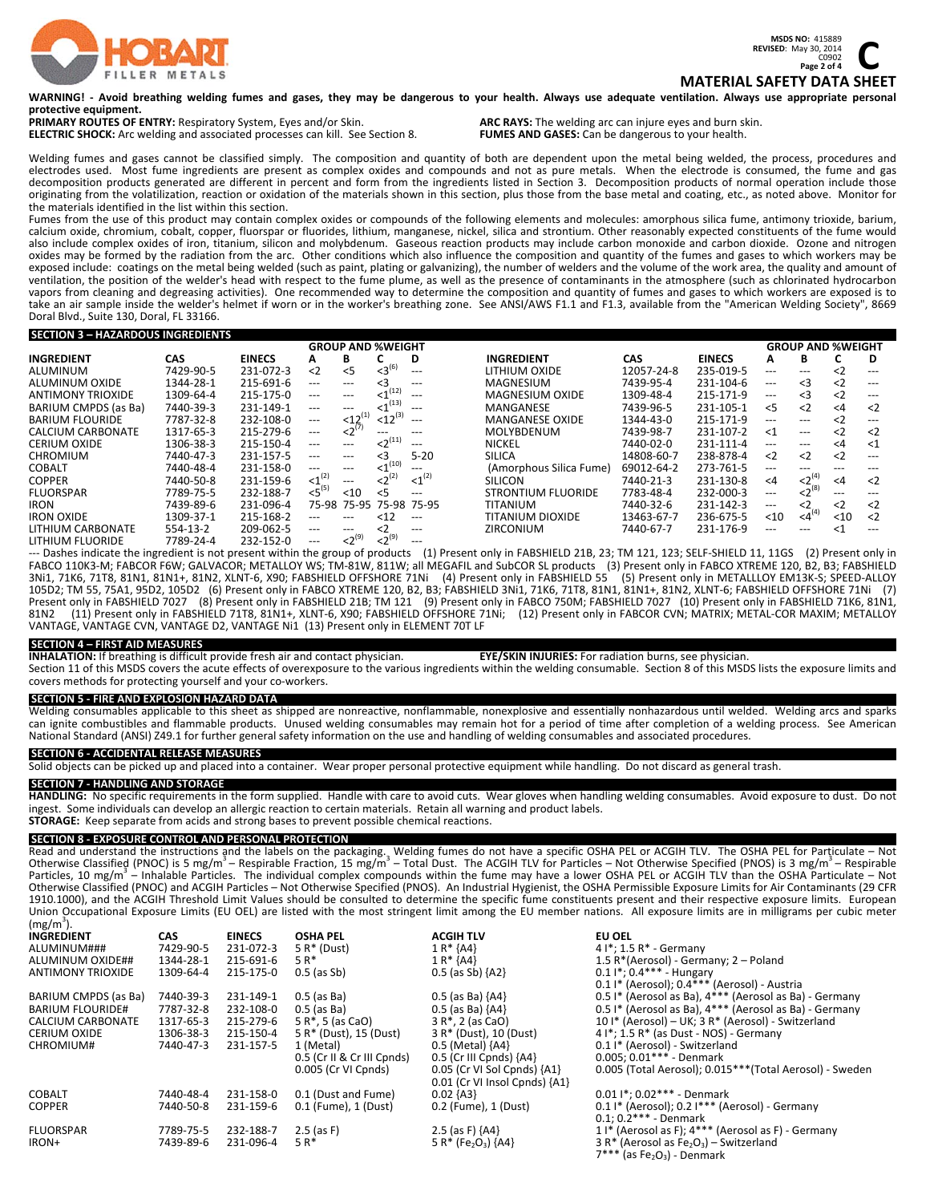MSDS NO: 415889
REVISED: May 30, 2014
C0902

# MATERIAL SAFETY DATA SHEET

**WARNING! - Avoid breathing welding fumes and gases, they may be dangerous to your health. Always use adequate ventilation. Always use appropriate personal protective equipment.**

**PRIMARY ROUTES OF ENTRY:** Respiratory System, Eyes and/or Skin.

**ELECTRIC SHOCK:** Arc welding and associated processes can kill. See Section 8.

**ARC RAYS:** The welding arc can injure eyes and burn skin.

**FUMES AND GASES:** Can be dangerous to your health.

Welding fumes and gases cannot be classified simply. The composition and quantity of both are dependent upon the metal being welded, the process, procedures and electrodes used. Most fume ingredients are present as complex oxides and compounds and not as pure metals. When the electrode is consumed, the fume and gas decomposition products generated are different in percent and form from the ingredients listed in Section 3. Decomposition products of normal operation include those originating from the volatilization, reaction or oxidation of the materials shown in this section, plus those from the base metal and coating, etc., as noted above. Monitor for the materials identified in the list within this section.

Fumes from the use of this product may contain complex oxides or compounds of the following elements and molecules: amorphous silica fume, antimony trioxide, barium, calcium oxide, chromium, cobalt, copper, fluorspar or fluorides, lithium, manganese, nickel, silica and strontium. Other reasonably expected constituents of the fume would also include complex oxides of iron, titanium, silicon and molybdenum. Gaseous reaction products may include carbon monoxide and carbon dioxide. Ozone and nitrogen oxides may be formed by the radiation from the arc. Other conditions which also influence the composition and quantity of the fumes and gases to which workers may be exposed include: coatings on the metal being welded (such as paint, plating or galvanizing), the number of welders and the volume of the work area, the quality and amount of ventilation, the position of the welder's head with respect to the fume plume, as well as the presence of contaminants in the atmosphere (such as chlorinated hydrocarbon vapors from cleaning and degreasing activities). One recommended way to determine the composition and quantity of fumes and gases to which workers are exposed is to take an air sample inside the welder's helmet if worn or in the worker's breathing zone. See ANSI/AWS F1.1 and F1.3, available from the "American Welding Society", 8669 Doral Blvd., Suite 130, Doral, FL 33166.

## SECTION 3 – HAZARDOUS INGREDIENTS

| INGREDIENT | CAS | EINECS | GROUP AND %WEIGHT A | B | C | D |
|---|---|---|---|---|---|---|
| ALUMINUM | 7429-90-5 | 231-072-3 | <2 | <5 | <3 (6) | --- |
| ALUMINUM OXIDE | 1344-28-1 | 215-691-6 | --- | --- | <3 | --- |
| ANTIMONY TRIOXIDE | 1309-64-4 | 215-175-0 | --- | --- | <1 (12) | --- |
| BARIUM CMPDS (as Ba) | 7440-39-3 | 231-149-1 | --- | --- | <1 (13) | --- |
| BARIUM FLOURIDE | 7787-32-8 | 232-108-0 | --- | <12 (1) | <12 (3) | --- |
| CALCIUM CARBONATE | 1317-65-3 | 215-279-6 | --- | <2 (7) | --- | --- |
| CERIUM OXIDE | 1306-38-3 | 215-150-4 | --- | --- | <2 (11) | --- |
| CHROMIUM | 7440-47-3 | 231-157-5 | --- | --- | <3 | 5-20 |
| COBALT | 7440-48-4 | 231-158-0 | --- | --- | <1 (10) | --- |
| COPPER | 7440-50-8 | 231-159-6 | <1 (2) | --- | <2 (2) | <1 (2) |
| FLUORSPAR | 7789-75-5 | 232-188-7 | <5 (5) | <10 | <5 | --- |
| IRON | 7439-89-6 | 231-096-4 | 75-98 | 75-95 | 75-98 | 75-95 |
| IRON OXIDE | 1309-37-1 | 215-168-2 | --- | --- | <12 | --- |
| LITHIUM CARBONATE | 554-13-2 | 209-062-5 | --- | --- | <2 | --- |
| LITHIUM FLUORIDE | 7789-24-4 | 232-152-0 | --- | <2 (9) | <2 (9) | --- |
| LITHIUM OXIDE | 12057-24-8 | 235-019-5 | --- | --- | <2 | --- |
| MAGNESIUM | 7439-95-4 | 231-104-6 | --- | <3 | <2 | --- |
| MAGNESIUM OXIDE | 1309-48-4 | 215-171-9 | --- | <3 | <2 | --- |
| MANGANESE | 7439-96-5 | 231-105-1 | <5 | <2 | <4 | <2 |
| MANGANESE OXIDE | 1344-43-0 | 215-171-9 | --- | --- | <2 | --- |
| MOLYBDENUM | 7439-98-7 | 231-107-2 | <1 | --- | <2 | <2 |
| NICKEL | 7440-02-0 | 231-111-4 | --- | --- | <4 | <1 |
| SILICA | 14808-60-7 | 238-878-4 | <2 | <2 | <2 | --- |
| (Amorphous Silica Fume) | 69012-64-2 | 273-761-5 | --- | --- | --- | --- |
| SILICON | 7440-21-3 | 231-130-8 | <4 | <2 (4) | <4 | <2 |
| STRONTIUM FLUORIDE | 7783-48-4 | 232-000-3 | --- | <2 (8) | --- | --- |
| TITANIUM | 7440-32-6 | 231-142-3 | --- | <2 | <2 | <2 |
| TITANIUM DIOXIDE | 13463-67-7 | 236-675-5 | <10 | <4 (4) | <10 | <2 |
| ZIRCONIUM | 7440-67-7 | 231-176-9 | --- | --- | <1 | --- |

--- Dashes indicate the ingredient is not present within the group of products (1) Present only in FABSHIELD 21B, 23; TM 121, 123; SELF-SHIELD 11, 11GS (2) Present only in FABCO 110K3-M; FABCOR F6W; GALVACOR; METALLOY WS; TM-81W, 811W; all MEGAFIL and SubCOR SL products (3) Present only in FABCO XTREME 120, B2, B3; FABSHIELD 3Ni1, 71K6, 71T8, 81N1, 81N1+, 81N2, XLNT-6, X90; FABSHIELD OFFSHORE 71Ni (4) Present only in FABSHIELD 55 (5) Present only in METALLLOY EM13K-S; SPEED-ALLOY 105D2; TM 55, 75A1, 95D2, 105D2 (6) Present only in FABCO XTREME 120, B2, B3; FABSHIELD 3Ni1, 71K6, 71T8, 81N1, 81N1+, 81N2, XLNT-6; FABSHIELD OFFSHORE 71Ni (7) Present only in FABSHIELD 7027 (8) Present only in FABSHIELD 21B; TM 121 (9) Present only in FABCO 750M; FABSHIELD 7027 (10) Present only in FABSHIELD 71K6, 81N1, 81N2 (11) Present only in FABSHIELD 71T8, 81N1+, XLNT-6, X90; FABSHIELD OFFSHORE 71Ni; (12) Present only in FABCOR CVN; MATRIX; METAL-COR MAXIM; METALLOY VANTAGE, VANTAGE CVN, VANTAGE D2, VANTAGE Ni1 (13) Present only in ELEMENT 70T LF

## SECTION 4 – FIRST AID MEASURES

**INHALATION:** If breathing is difficult provide fresh air and contact physician.

**EYE/SKIN INJURIES:** For radiation burns, see physician.

Section 11 of this MSDS covers the acute effects of overexposure to the various ingredients within the welding consumable. Section 8 of this MSDS lists the exposure limits and covers methods for protecting yourself and your co-workers.

## SECTION 5 - FIRE AND EXPLOSION HAZARD DATA

Welding consumables applicable to this sheet as shipped are nonreactive, nonflammable, nonexplosive and essentially nonhazardous until welded. Welding arcs and sparks can ignite combustibles and flammable products. Unused welding consumables may remain hot for a period of time after completion of a welding process. See American National Standard (ANSI) Z49.1 for further general safety information on the use and handling of welding consumables and associated procedures.

## SECTION 6 - ACCIDENTAL RELEASE MEASURES

Solid objects can be picked up and placed into a container. Wear proper personal protective equipment while handling. Do not discard as general trash.

## SECTION 7 - HANDLING AND STORAGE

**HANDLING:** No specific requirements in the form supplied. Handle with care to avoid cuts. Wear gloves when handling welding consumables. Avoid exposure to dust. Do not ingest. Some individuals can develop an allergic reaction to certain materials. Retain all warning and product labels.

**STORAGE:** Keep separate from acids and strong bases to prevent possible chemical reactions.

## SECTION 8 - EXPOSURE CONTROL AND PERSONAL PROTECTION

Read and understand the instructions and the labels on the packaging. Welding fumes do not have a specific OSHA PEL or ACGIH TLV. The OSHA PEL for Particulate – Not Otherwise Classified (PNOC) is 5 mg/m$^3$ – Respirable Fraction, 15 mg/m$^3$ – Total Dust. The ACGIH TLV for Particles – Not Otherwise Specified (PNOS) is 3 mg/m$^3$ – Respirable Particles, 10 mg/m$^3$ – Inhalable Particles. The individual complex compounds within the fume may have a lower OSHA PEL or ACGIH TLV than the OSHA Particulate – Not Otherwise Classified (PNOC) and ACGIH Particles – Not Otherwise Specified (PNOS). An Industrial Hygienist, the OSHA Permissible Exposure Limits for Air Contaminants (29 CFR 1910.1000), and the ACGIH Threshold Limit Values should be consulted to determine the specific fume constituents present and their respective exposure limits. European Union Occupational Exposure Limits (EU OEL) are listed with the most stringent limit among the EU member nations. All exposure limits are in milligrams per cubic meter (mg/m$^3$).

| INGREDIENT | CAS | EINECS | OSHA PEL | ACGIH TLV | EU OEL |
|---|---|---|---|---|---|
| ALUMINUM### | 7429-90-5 | 231-072-3 | 5 R* (Dust) | 1 R* {A4} | 4 I*; 1.5 R* - Germany |
| ALUMINUM OXIDE## | 1344-28-1 | 215-691-6 | 5 R* | 1 R* {A4} | 1.5 R*(Aerosol) - Germany; 2 – Poland |
| ANTIMONY TRIOXIDE | 1309-64-4 | 215-175-0 | 0.5 (as Sb) | 0.5 (as Sb) {A2} | 0.1 I*; 0.4*** - Hungary<br>0.1 I* (Aerosol); 0.4*** (Aerosol) - Austria |
| BARIUM CMPDS (as Ba) | 7440-39-3 | 231-149-1 | 0.5 (as Ba) | 0.5 (as Ba) {A4} | 0.5 I* (Aerosol as Ba), 4*** (Aerosol as Ba) - Germany |
| BARIUM FLOURIDE# | 7787-32-8 | 232-108-0 | 0.5 (as Ba) | 0.5 (as Ba) {A4} | 0.5 I* (Aerosol as Ba), 4*** (Aerosol as Ba) - Germany |
| CALCIUM CARBONATE | 1317-65-3 | 215-279-6 | 5 R*, 5 (as CaO) | 3 R*, 2 (as CaO) | 10 I* (Aerosol) – UK; 3 R* (Aerosol) - Switzerland |
| CERIUM OXIDE | 1306-38-3 | 215-150-4 | 5 R* (Dust), 15 (Dust) | 3 R* (Dust), 10 (Dust) | 4 I*; 1.5 R* (as Dust - NOS) - Germany |
| CHROMIUM# | 7440-47-3 | 231-157-5 | 1 (Metal)<br>0.5 (Cr II & Cr III Cpnds)<br>0.005 (Cr VI Cpnds) | 0.5 (Metal) {A4}<br>0.5 (Cr III Cpnds) {A4}<br>0.05 (Cr VI Sol Cpnds) {A1}<br>0.01 (Cr VI Insol Cpnds) {A1} | 0.1 I* (Aerosol) - Switzerland<br>0.005; 0.01*** - Denmark<br>0.005 (Total Aerosol); 0.015***(Total Aerosol) - Sweden |
| COBALT | 7440-48-4 | 231-158-0 | 0.1 (Dust and Fume) | 0.02 {A3} | 0.01 I*; 0.02*** - Denmark |
| COPPER | 7440-50-8 | 231-159-6 | 0.1 (Fume), 1 (Dust) | 0.2 (Fume), 1 (Dust) | 0.1 I* (Aerosol); 0.2 I*** (Aerosol) - Germany<br>0.1; 0.2*** - Denmark |
| FLUORSPAR | 7789-75-5 | 232-188-7 | 2.5 (as F) | 2.5 (as F) {A4} | 1 I* (Aerosol as F); 4*** (Aerosol as F) - Germany |
| IRON+ | 7439-89-6 | 231-096-4 | 5 R* | 5 R* ($Fe_2O_3$) {A4} | 3 R* (Aerosol as $Fe_2O_3$) – Switzerland<br>7*** (as $Fe_2O_3$) - Denmark |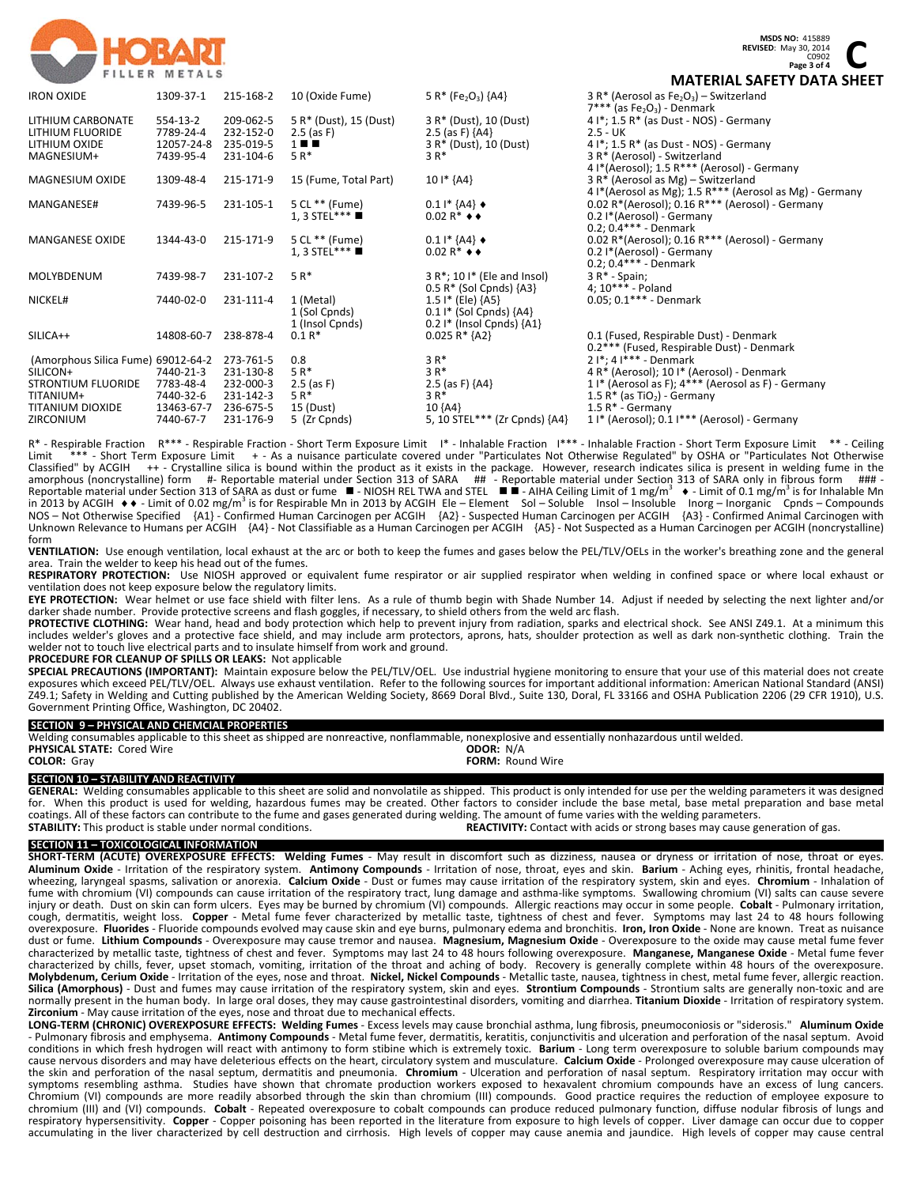| IRON OXIDE | 1309-37-1 | 215-168-2 | 10 (Oxide Fume) | 5 R* ($Fe_2O_3$) {A4} | 3 R* (Aerosol as $Fe_2O_3$) – Switzerland<br>7*** (as $Fe_2O_3$) - Denmark |
|---|---|---|---|---|---|
| LITHIUM CARBONATE | 554-13-2 | 209-062-5 | 5 R* (Dust), 15 (Dust) | 3 R* (Dust), 10 (Dust) | 4 I*; 1.5 R* (as Dust - NOS) - Germany |
| LITHIUM FLUORIDE | 7789-24-4 | 232-152-0 | 2.5 (as F) | 2.5 (as F) {A4} | 2.5 - UK |
| LITHIUM OXIDE | 12057-24-8 | 235-019-5 | 1 ■ ■ | 3 R* (Dust), 10 (Dust) | 4 I*; 1.5 R* (as Dust - NOS) - Germany |
| MAGNESIUM+ | 7439-95-4 | 231-104-6 | 5 R* | 3 R* | 3 R* (Aerosol) - Switzerland<br>4 I*(Aerosol); 1.5 R*** (Aerosol) - Germany |
| MAGNESIUM OXIDE | 1309-48-4 | 215-171-9 | 15 (Fume, Total Part) | 10 I* {A4} | 3 R* (Aerosol as Mg) – Switzerland<br>4 I*(Aerosol as Mg); 1.5 R*** (Aerosol as Mg) - Germany |
| MANGANESE# | 7439-96-5 | 231-105-1 | 5 CL ** (Fume)<br>1, 3 STEL*** ■ | 0.1 I* {A4} ♦<br>0.02 R* ♦♦ | 0.02 R*(Aerosol); 0.16 R*** (Aerosol) - Germany<br>0.2 I*(Aerosol) - Germany<br>0.2; 0.4*** - Denmark |
| MANGANESE OXIDE | 1344-43-0 | 215-171-9 | 5 CL ** (Fume)<br>1, 3 STEL*** ■ | 0.1 I* {A4} ♦<br>0.02 R* ♦♦ | 0.02 R*(Aerosol); 0.16 R*** (Aerosol) - Germany<br>0.2 I*(Aerosol) - Germany<br>0.2; 0.4*** - Denmark |
| MOLYBDENUM | 7439-98-7 | 231-107-2 | 5 R* | 3 R*; 10 I* (Ele and Insol)<br>0.5 R* (Sol Cpnds) {A3} | 3 R* - Spain;<br>4; 10*** - Poland |
| NICKEL# | 7440-02-0 | 231-111-4 | 1 (Metal)<br>1 (Sol Cpnds)<br>1 (Insol Cpnds) | 1.5 I* (Ele) {A5}<br>0.1 I* (Sol Cpnds) {A4}<br>0.2 I* (Insol Cpnds) {A1} | 0.05; 0.1*** - Denmark |
| SILICA++ | 14808-60-7 | 238-878-4 | 0.1 R* | 0.025 R* {A2} | 0.1 (Fused, Respirable Dust) - Denmark<br>0.2*** (Fused, Respirable Dust) - Denmark |
| (Amorphous Silica Fume) | 69012-64-2 | 273-761-5 | 0.8 | 3 R* | 2 I*; 4 I*** - Denmark |
| SILICON+ | 7440-21-3 | 231-130-8 | 5 R* | 3 R* | 4 R* (Aerosol); 10 I* (Aerosol) - Denmark |
| STRONTIUM FLUORIDE | 7783-48-4 | 232-000-3 | 2.5 (as F) | 2.5 (as F) {A4} | 1 I* (Aerosol as F); 4*** (Aerosol as F) - Germany |
| TITANIUM+ | 7440-32-6 | 231-142-3 | 5 R* | 3 R* | 1.5 R* (as $TiO_2$) - Germany |
| TITANIUM DIOXIDE | 13463-67-7 | 236-675-5 | 15 (Dust) | 10 {A4} | 1.5 R* - Germany |
| ZIRCONIUM | 7440-67-7 | 231-176-9 | 5 (Zr Cpnds) | 5, 10 STEL*** (Zr Cpnds) {A4} | 1 I* (Aerosol); 0.1 I*** (Aerosol) - Germany |

R* - Respirable Fraction R*** - Respirable Fraction - Short Term Exposure Limit I* - Inhalable Fraction I*** - Inhalable Fraction - Short Term Exposure Limit ** - Ceiling Limit *** - Short Term Exposure Limit + - As a nuisance particulate covered under "Particulates Not Otherwise Regulated" by OSHA or "Particulates Not Otherwise Classified" by ACGIH ++ - Crystalline silica is bound within the product as it exists in the package. However, research indicates silica is present in welding fume in the amorphous (noncrystalline) form #- Reportable material under Section 313 of SARA ## - Reportable material under Section 313 of SARA only in fibrous form ### - Reportable material under Section 313 of SARA as dust or fume ■ - NIOSH REL TWA and STEL ■ ■ - AIHA Ceiling Limit of 1 mg/m$^3$ ♦ - Limit of 0.1 mg/m$^3$ is for Inhalable Mn in 2013 by ACGIH ♦♦ - Limit of 0.02 mg/m$^3$ is for Respirable Mn in 2013 by ACGIH Ele – Element Sol – Soluble Insol – Insoluble Inorg – Inorganic Cpnds – Compounds NOS – Not Otherwise Specified {A1} - Confirmed Human Carcinogen per ACGIH {A2} - Suspected Human Carcinogen per ACGIH {A3} - Confirmed Animal Carcinogen with Unknown Relevance to Humans per ACGIH {A4} - Not Classifiable as a Human Carcinogen per ACGIH {A5} - Not Suspected as a Human Carcinogen per ACGIH (noncrystalline) form

**VENTILATION:** Use enough ventilation, local exhaust at the arc or both to keep the fumes and gases below the PEL/TLV/OELs in the worker's breathing zone and the general area. Train the welder to keep his head out of the fumes.

**RESPIRATORY PROTECTION:** Use NIOSH approved or equivalent fume respirator or air supplied respirator when welding in confined space or where local exhaust or ventilation does not keep exposure below the regulatory limits.

**EYE PROTECTION:** Wear helmet or use face shield with filter lens. As a rule of thumb begin with Shade Number 14. Adjust if needed by selecting the next lighter and/or darker shade number. Provide protective screens and flash goggles, if necessary, to shield others from the weld arc flash.

**PROTECTIVE CLOTHING:** Wear hand, head and body protection which help to prevent injury from radiation, sparks and electrical shock. See ANSI Z49.1. At a minimum this includes welder's gloves and a protective face shield, and may include arm protectors, aprons, hats, shoulder protection as well as dark non-synthetic clothing. Train the welder not to touch live electrical parts and to insulate himself from work and ground.

**PROCEDURE FOR CLEANUP OF SPILLS OR LEAKS:** Not applicable

**SPECIAL PRECAUTIONS (IMPORTANT):** Maintain exposure below the PEL/TLV/OEL. Use industrial hygiene monitoring to ensure that your use of this material does not create exposures which exceed PEL/TLV/OEL. Always use exhaust ventilation. Refer to the following sources for important additional information: American National Standard (ANSI) Z49.1; Safety in Welding and Cutting published by the American Welding Society, 8669 Doral Blvd., Suite 130, Doral, FL 33166 and OSHA Publication 2206 (29 CFR 1910), U.S. Government Printing Office, Washington, DC 20402.

## SECTION 9 – PHYSICAL AND CHEMCIAL PROPERTIES

Welding consumables applicable to this sheet as shipped are nonreactive, nonflammable, nonexplosive and essentially nonhazardous until welded.

**PHYSICAL STATE:** Cored Wire
**ODOR:** N/A
**COLOR:** Gray
**FORM:** Round Wire

## SECTION 10 – STABILITY AND REACTIVITY

**GENERAL:** Welding consumables applicable to this sheet are solid and nonvolatile as shipped. This product is only intended for use per the welding parameters it was designed for. When this product is used for welding, hazardous fumes may be created. Other factors to consider include the base metal, base metal preparation and base metal coatings. All of these factors can contribute to the fume and gases generated during welding. The amount of fume varies with the welding parameters.

**STABILITY:** This product is stable under normal conditions.
**REACTIVITY:** Contact with acids or strong bases may cause generation of gas.

## SECTION 11 – TOXICOLOGICAL INFORMATION

**SHORT-TERM (ACUTE) OVEREXPOSURE EFFECTS: Welding Fumes** - May result in discomfort such as dizziness, nausea or dryness or irritation of nose, throat or eyes. **Aluminum Oxide** - Irritation of the respiratory system. **Antimony Compounds** - Irritation of nose, throat, eyes and skin. **Barium** - Aching eyes, rhinitis, frontal headache, wheezing, laryngeal spasms, salivation or anorexia. **Calcium Oxide** - Dust or fumes may cause irritation of the respiratory system, skin and eyes. **Chromium** - Inhalation of fume with chromium (VI) compounds can cause irritation of the respiratory tract, lung damage and asthma-like symptoms. Swallowing chromium (VI) salts can cause severe injury or death. Dust on skin can form ulcers. Eyes may be burned by chromium (VI) compounds. Allergic reactions may occur in some people. **Cobalt** - Pulmonary irritation, cough, dermatitis, weight loss. **Copper** - Metal fume fever characterized by metallic taste, tightness of chest and fever. Symptoms may last 24 to 48 hours following overexposure. **Fluorides** - Fluoride compounds evolved may cause skin and eye burns, pulmonary edema and bronchitis. **Iron, Iron Oxide** - None are known. Treat as nuisance dust or fume. **Lithium Compounds** - Overexposure may cause tremor and nausea. **Magnesium, Magnesium Oxide** - Overexposure to the oxide may cause metal fume fever characterized by metallic taste, tightness of chest and fever. Symptoms may last 24 to 48 hours following overexposure. **Manganese, Manganese Oxide** - Metal fume fever characterized by chills, fever, upset stomach, vomiting, irritation of the throat and aching of body. Recovery is generally complete within 48 hours of the overexposure. **Molybdenum, Cerium Oxide** - Irritation of the eyes, nose and throat. **Nickel, Nickel Compounds** - Metallic taste, nausea, tightness in chest, metal fume fever, allergic reaction. **Silica (Amorphous)** - Dust and fumes may cause irritation of the respiratory system, skin and eyes. **Strontium Compounds** - Strontium salts are generally non-toxic and are normally present in the human body. In large oral doses, they may cause gastrointestinal disorders, vomiting and diarrhea. **Titanium Dioxide** - Irritation of respiratory system. **Zirconium** - May cause irritation of the eyes, nose and throat due to mechanical effects.

**LONG-TERM (CHRONIC) OVEREXPOSURE EFFECTS: Welding Fumes** - Excess levels may cause bronchial asthma, lung fibrosis, pneumoconiosis or "siderosis." **Aluminum Oxide** - Pulmonary fibrosis and emphysema. **Antimony Compounds** - Metal fume fever, dermatitis, keratitis, conjunctivitis and ulceration and perforation of the nasal septum. Avoid conditions in which fresh hydrogen will react with antimony to form stibine which is extremely toxic. **Barium** - Long term overexposure to soluble barium compounds may cause nervous disorders and may have deleterious effects on the heart, circulatory system and musculature. **Calcium Oxide** - Prolonged overexposure may cause ulceration of the skin and perforation of the nasal septum, dermatitis and pneumonia. **Chromium** - Ulceration and perforation of nasal septum. Respiratory irritation may occur with symptoms resembling asthma. Studies have shown that chromate production workers exposed to hexavalent chromium compounds have an excess of lung cancers. Chromium (VI) compounds are more readily absorbed through the skin than chromium (III) compounds. Good practice requires the reduction of employee exposure to chromium (III) and (VI) compounds. **Cobalt** - Repeated overexposure to cobalt compounds can produce reduced pulmonary function, diffuse nodular fibrosis of lungs and respiratory hypersensitivity. **Copper** - Copper poisoning has been reported in the literature from exposure to high levels of copper. Liver damage can occur due to copper accumulating in the liver characterized by cell destruction and cirrhosis. High levels of copper may cause anemia and jaundice. High levels of copper may cause central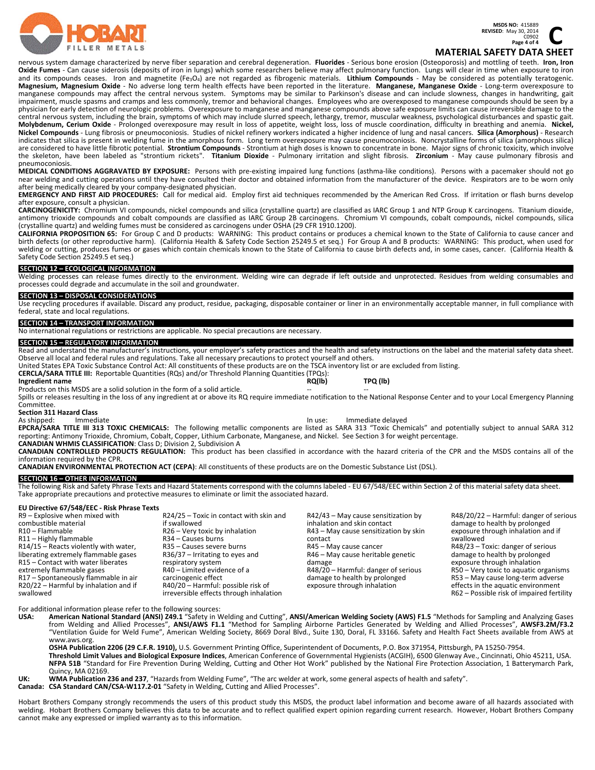nervous system damage characterized by nerve fiber separation and cerebral degeneration. **Fluorides** - Serious bone erosion (Osteoporosis) and mottling of teeth. **Iron, Iron Oxide Fumes** - Can cause siderosis (deposits of iron in lungs) which some researchers believe may affect pulmonary function. Lungs will clear in time when exposure to iron and its compounds ceases. Iron and magnetite ($Fe_3O_4$) are not regarded as fibrogenic materials. **Lithium Compounds** - May be considered as potentially teratogenic. **Magnesium, Magnesium Oxide** - No adverse long term health effects have been reported in the literature. **Manganese, Manganese Oxide** - Long-term overexposure to manganese compounds may affect the central nervous system. Symptoms may be similar to Parkinson's disease and can include slowness, changes in handwriting, gait impairment, muscle spasms and cramps and less commonly, tremor and behavioral changes. Employees who are overexposed to manganese compounds should be seen by a physician for early detection of neurologic problems. Overexposure to manganese and manganese compounds above safe exposure limits can cause irreversible damage to the central nervous system, including the brain, symptoms of which may include slurred speech, lethargy, tremor, muscular weakness, psychological disturbances and spastic gait. **Molybdenum, Cerium Oxide** - Prolonged overexposure may result in loss of appetite, weight loss, loss of muscle coordination, difficulty in breathing and anemia. **Nickel, Nickel Compounds** - Lung fibrosis or pneumoconiosis. Studies of nickel refinery workers indicated a higher incidence of lung and nasal cancers. **Silica (Amorphous)** - Research indicates that silica is present in welding fume in the amorphous form. Long term overexposure may cause pneumoconiosis. Noncrystalline forms of silica (amorphous silica) are considered to have little fibrotic potential. **Strontium Compounds** - Strontium at high doses is known to concentrate in bone. Major signs of chronic toxicity, which involve the skeleton, have been labeled as "strontium rickets". **Titanium Dioxide** - Pulmonary irritation and slight fibrosis. **Zirconium** - May cause pulmonary fibrosis and pneumoconiosis.

**MEDICAL CONDITIONS AGGRAVATED BY EXPOSURE:** Persons with pre-existing impaired lung functions (asthma-like conditions). Persons with a pacemaker should not go near welding and cutting operations until they have consulted their doctor and obtained information from the manufacturer of the device. Respirators are to be worn only after being medically cleared by your company-designated physician.

**EMERGENCY AND FIRST AID PROCEDURES:** Call for medical aid. Employ first aid techniques recommended by the American Red Cross. If irritation or flash burns develop after exposure, consult a physician.

**CARCINOGENICITY:** Chromium VI compounds, nickel compounds and silica (crystalline quartz) are classified as IARC Group 1 and NTP Group K carcinogens. Titanium dioxide, antimony trioxide compounds and cobalt compounds are classified as IARC Group 2B carcinogens. Chromium VI compounds, cobalt compounds, nickel compounds, silica (crystalline quartz) and welding fumes must be considered as carcinogens under OSHA (29 CFR 1910.1200).

**CALIFORNIA PROPOSITION 65:** For Group C and D products: WARNING: This product contains or produces a chemical known to the State of California to cause cancer and birth defects (or other reproductive harm). (California Health & Safety Code Section 25249.5 et seq.) For Group A and B products: WARNING: This product, when used for welding or cutting, produces fumes or gases which contain chemicals known to the State of California to cause birth defects and, in some cases, cancer. (California Health & Safety Code Section 25249.5 et seq.)

## SECTION 12 – ECOLOGICAL INFORMATION

Welding processes can release fumes directly to the environment. Welding wire can degrade if left outside and unprotected. Residues from welding consumables and processes could degrade and accumulate in the soil and groundwater.

## SECTION 13 – DISPOSAL CONSIDERATIONS

Use recycling procedures if available. Discard any product, residue, packaging, disposable container or liner in an environmentally acceptable manner, in full compliance with federal, state and local regulations.

## SECTION 14 – TRANSPORT INFORMATION

No international regulations or restrictions are applicable. No special precautions are necessary.

## SECTION 15 – REGULATORY INFORMATION

Read and understand the manufacturer's instructions, your employer's safety practices and the health and safety instructions on the label and the material safety data sheet. Observe all local and federal rules and regulations. Take all necessary precautions to protect yourself and others.

United States EPA Toxic Substance Control Act: All constituents of these products are on the TSCA inventory list or are excluded from listing.

**CERCLA/SARA TITLE III:** Reportable Quantities (RQs) and/or Threshold Planning Quantities (TPQs):

| Ingredient name | RQ(lb) | TPQ (lb) |
|---|---|---|
| Products on this MSDS are a solid solution in the form of a solid article. | -- | -- |

Spills or releases resulting in the loss of any ingredient at or above its RQ require immediate notification to the National Response Center and to your Local Emergency Planning Committee.

**Section 311 Hazard Class**

As shipped: Immediate    In use: Immediate delayed

**EPCRA/SARA TITLE III 313 TOXIC CHEMICALS:** The following metallic components are listed as SARA 313 "Toxic Chemicals" and potentially subject to annual SARA 312 reporting: Antimony Trioxide, Chromium, Cobalt, Copper, Lithium Carbonate, Manganese, and Nickel. See Section 3 for weight percentage.

**CANADIAN WHMIS CLASSIFICATION**: Class D; Division 2, Subdivision A

**CANADIAN CONTROLLED PRODUCTS REGULATION:** This product has been classified in accordance with the hazard criteria of the CPR and the MSDS contains all of the information required by the CPR.

**CANADIAN ENVIRONMENTAL PROTECTION ACT (CEPA)**: All constituents of these products are on the Domestic Substance List (DSL).

## SECTION 16 – OTHER INFORMATION

The following Risk and Safety Phrase Texts and Hazard Statements correspond with the columns labeled - EU 67/548/EEC within Section 2 of this material safety data sheet. Take appropriate precautions and protective measures to eliminate or limit the associated hazard.

**EU Directive 67/548/EEC - Risk Phrase Texts**

- R9 – Explosive when mixed with combustible material
- R10 – Flammable
- R11 – Highly flammable
- R14/15 – Reacts violently with water, liberating extremely flammable gases
- R15 – Contact with water liberates extremely flammable gases
- R17 – Spontaneously flammable in air
- R20/22 – Harmful by inhalation and if swallowed
- R24/25 – Toxic in contact with skin and if swallowed
- R26 – Very toxic by inhalation
- R34 – Causes burns
- R35 – Causes severe burns
- R36/37 – Irritating to eyes and respiratory system
- R40 – Limited evidence of a carcinogenic effect
- R40/20 – Harmful: possible risk of irreversible effects through inhalation
- R42/43 – May cause sensitization by inhalation and skin contact
- R43 – May cause sensitization by skin contact
- R45 – May cause cancer
- R46 – May cause heritable genetic damage
- R48/20 – Harmful: danger of serious damage to health by prolonged exposure through inhalation
- R48/20/22 – Harmful: danger of serious damage to health by prolonged exposure through inhalation and if swallowed
- R48/23 – Toxic: danger of serious damage to health by prolonged exposure through inhalation
- R50 – Very toxic to aquatic organisms
- R53 – May cause long-term adverse effects in the aquatic environment
- R62 – Possible risk of impaired fertility

For additional information please refer to the following sources:

**USA:** **American National Standard (ANSI) Z49.1** "Safety in Welding and Cutting", **ANSI/American Welding Society (AWS) F1.5** "Methods for Sampling and Analyzing Gases from Welding and Allied Processes", **ANSI/AWS F1.1** "Method for Sampling Airborne Particles Generated by Welding and Allied Processes", **AWSF3.2M/F3.2** "Ventilation Guide for Weld Fume", American Welding Society, 8669 Doral Blvd., Suite 130, Doral, FL 33166. Safety and Health Fact Sheets available from AWS at www.aws.org.

**OSHA Publication 2206 (29 C.F.R. 1910),** U.S. Government Printing Office, Superintendent of Documents, P.O. Box 371954, Pittsburgh, PA 15250-7954.

**Threshold Limit Values and Biological Exposure Indices**, American Conference of Governmental Hygienists (ACGIH), 6500 Glenway Ave., Cincinnati, Ohio 45211, USA.

**NFPA 51B** "Standard for Fire Prevention During Welding, Cutting and Other Hot Work" published by the National Fire Protection Association, 1 Batterymarch Park, Quincy, MA 02169.

**UK:** **WMA Publication 236 and 237**, "Hazards from Welding Fume", "The arc welder at work, some general aspects of health and safety".

**Canada:** **CSA Standard CAN/CSA-W117.2-01** "Safety in Welding, Cutting and Allied Processes".

Hobart Brothers Company strongly recommends the users of this product study this MSDS, the product label information and become aware of all hazards associated with welding. Hobart Brothers Company believes this data to be accurate and to reflect qualified expert opinion regarding current research. However, Hobart Brothers Company cannot make any expressed or implied warranty as to this information.